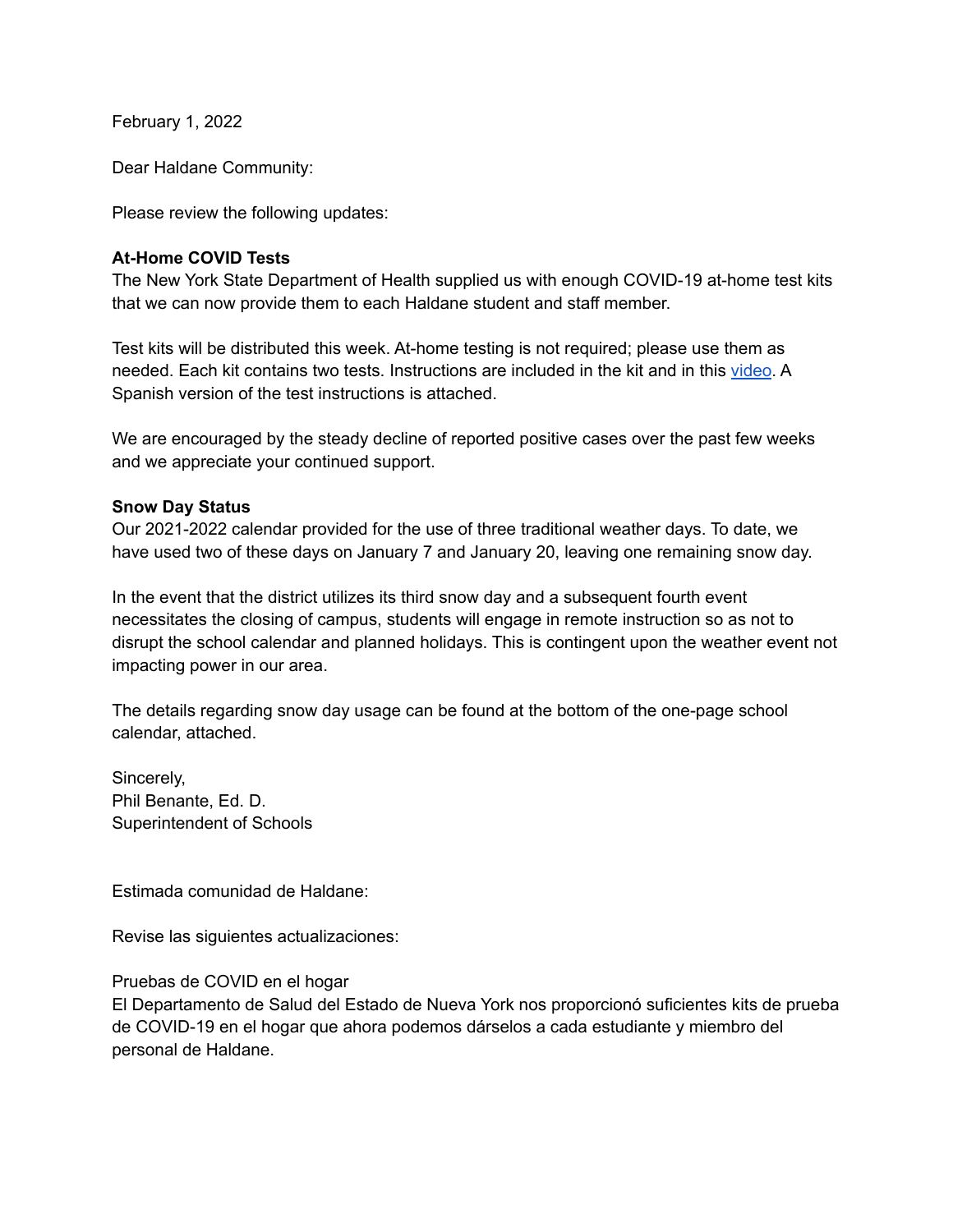February 1, 2022

Dear Haldane Community:

Please review the following updates:

**At-Home COVID Tests**

The New York State Department of Health supplied us with enough COVID-19 at-home test kits that we can now provide them to each Haldane student and staff member.

Test kits will be distributed this week. At-home testing is not required; please use them as needed. Each kit contains two tests. Instructions are included in the kit and in this video. A Spanish version of the test instructions is attached.

We are encouraged by the steady decline of reported positive cases over the past few weeks and we appreciate your continued support.

**Snow Day Status**

Our 2021-2022 calendar provided for the use of three traditional weather days. To date, we have used two of these days on January 7 and January 20, leaving one remaining snow day.

In the event that the district utilizes its third snow day and a subsequent fourth event necessitates the closing of campus, students will engage in remote instruction so as not to disrupt the school calendar and planned holidays. This is contingent upon the weather event not impacting power in our area.

The details regarding snow day usage can be found at the bottom of the one-page school calendar, attached.

Sincerely,
Phil Benante, Ed. D.
Superintendent of Schools

Estimada comunidad de Haldane:

Revise las siguientes actualizaciones:

Pruebas de COVID en el hogar

El Departamento de Salud del Estado de Nueva York nos proporcionó suficientes kits de prueba de COVID-19 en el hogar que ahora podemos dárselos a cada estudiante y miembro del personal de Haldane.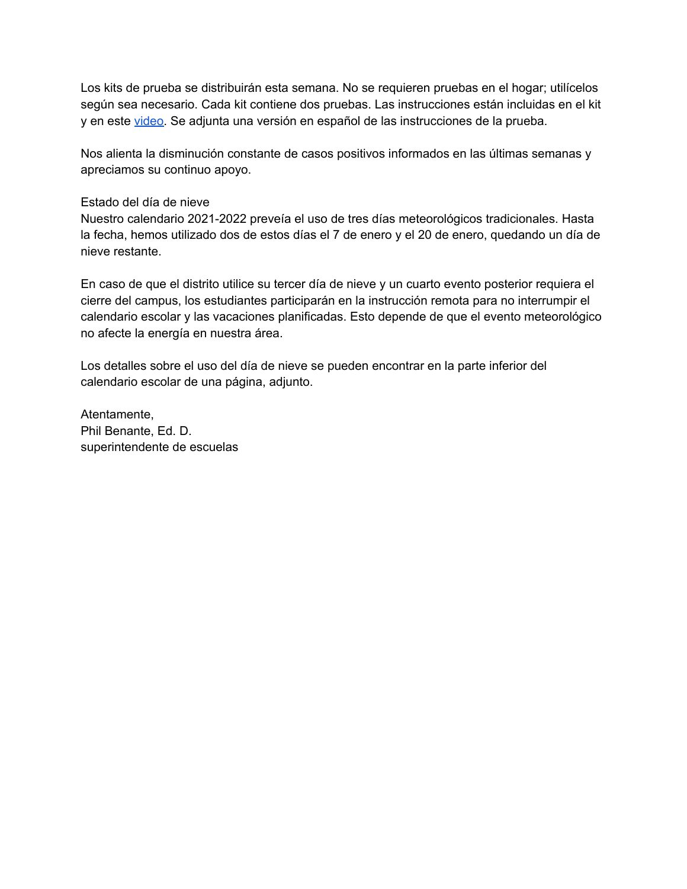Los kits de prueba se distribuirán esta semana. No se requieren pruebas en el hogar; utilícelos según sea necesario. Cada kit contiene dos pruebas. Las instrucciones están incluidas en el kit y en este video. Se adjunta una versión en español de las instrucciones de la prueba.

Nos alienta la disminución constante de casos positivos informados en las últimas semanas y apreciamos su continuo apoyo.

Estado del día de nieve
Nuestro calendario 2021-2022 preveía el uso de tres días meteorológicos tradicionales. Hasta la fecha, hemos utilizado dos de estos días el 7 de enero y el 20 de enero, quedando un día de nieve restante.

En caso de que el distrito utilice su tercer día de nieve y un cuarto evento posterior requiera el cierre del campus, los estudiantes participarán en la instrucción remota para no interrumpir el calendario escolar y las vacaciones planificadas. Esto depende de que el evento meteorológico no afecte la energía en nuestra área.

Los detalles sobre el uso del día de nieve se pueden encontrar en la parte inferior del calendario escolar de una página, adjunto.

Atentamente,
Phil Benante, Ed. D.
superintendente de escuelas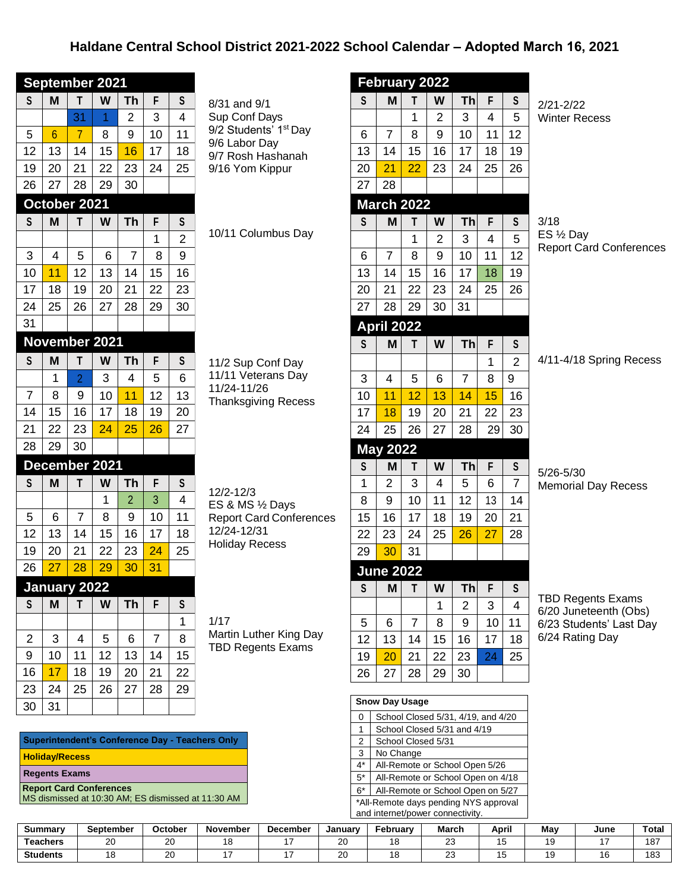# Haldane Central School District 2021-2022 School Calendar – Adopted March 16, 2021

## September 2021

| S | M | T | W | Th | F | S |
|---|---|---|---|---|---|---|
| | | 31 | 1 | 2 | 3 | 4 |
| 5 | 6 | 7 | 8 | 9 | 10 | 11 |
| 12 | 13 | 14 | 15 | 16 | 17 | 18 |
| 19 | 20 | 21 | 22 | 23 | 24 | 25 |
| 26 | 27 | 28 | 29 | 30 | | |

8/31 and 9/1 Sup Conf Days
9/2 Students' 1st Day
9/6 Labor Day
9/7 Rosh Hashanah
9/16 Yom Kippur

## October 2021

| S | M | T | W | Th | F | S |
|---|---|---|---|---|---|---|
| | | | | | 1 | 2 |
| 3 | 4 | 5 | 6 | 7 | 8 | 9 |
| 10 | 11 | 12 | 13 | 14 | 15 | 16 |
| 17 | 18 | 19 | 20 | 21 | 22 | 23 |
| 24 | 25 | 26 | 27 | 28 | 29 | 30 |
| 31 | | | | | | |

10/11 Columbus Day

## November 2021

| S | M | T | W | Th | F | S |
|---|---|---|---|---|---|---|
| | 1 | 2 | 3 | 4 | 5 | 6 |
| 7 | 8 | 9 | 10 | 11 | 12 | 13 |
| 14 | 15 | 16 | 17 | 18 | 19 | 20 |
| 21 | 22 | 23 | 24 | 25 | 26 | 27 |
| 28 | 29 | 30 | | | | |

11/2 Sup Conf Day
11/11 Veterans Day
11/24-11/26 Thanksgiving Recess

## December 2021

| S | M | T | W | Th | F | S |
|---|---|---|---|---|---|---|
| | | | 1 | 2 | 3 | 4 |
| 5 | 6 | 7 | 8 | 9 | 10 | 11 |
| 12 | 13 | 14 | 15 | 16 | 17 | 18 |
| 19 | 20 | 21 | 22 | 23 | 24 | 25 |
| 26 | 27 | 28 | 29 | 30 | 31 | |

12/2-12/3 ES & MS ½ Days Report Card Conferences
12/24-12/31 Holiday Recess

## January 2022

| S | M | T | W | Th | F | S |
|---|---|---|---|---|---|---|
| | | | | | | 1 |
| 2 | 3 | 4 | 5 | 6 | 7 | 8 |
| 9 | 10 | 11 | 12 | 13 | 14 | 15 |
| 16 | 17 | 18 | 19 | 20 | 21 | 22 |
| 23 | 24 | 25 | 26 | 27 | 28 | 29 |
| 30 | 31 | | | | | |

1/17 Martin Luther King Day
TBD Regents Exams

## February 2022

| S | M | T | W | Th | F | S |
|---|---|---|---|---|---|---|
| | | 1 | 2 | 3 | 4 | 5 |
| 6 | 7 | 8 | 9 | 10 | 11 | 12 |
| 13 | 14 | 15 | 16 | 17 | 18 | 19 |
| 20 | 21 | 22 | 23 | 24 | 25 | 26 |
| 27 | 28 | | | | | |

2/21-2/22 Winter Recess

## March 2022

| S | M | T | W | Th | F | S |
|---|---|---|---|---|---|---|
| | | 1 | 2 | 3 | 4 | 5 |
| 6 | 7 | 8 | 9 | 10 | 11 | 12 |
| 13 | 14 | 15 | 16 | 17 | 18 | 19 |
| 20 | 21 | 22 | 23 | 24 | 25 | 26 |
| 27 | 28 | 29 | 30 | 31 | | |

3/18 ES ½ Day Report Card Conferences

## April 2022

| S | M | T | W | Th | F | S |
|---|---|---|---|---|---|---|
| | | | | | 1 | 2 |
| 3 | 4 | 5 | 6 | 7 | 8 | 9 |
| 10 | 11 | 12 | 13 | 14 | 15 | 16 |
| 17 | 18 | 19 | 20 | 21 | 22 | 23 |
| 24 | 25 | 26 | 27 | 28 | 29 | 30 |

4/11-4/18 Spring Recess

## May 2022

| S | M | T | W | Th | F | S |
|---|---|---|---|---|---|---|
| 1 | 2 | 3 | 4 | 5 | 6 | 7 |
| 8 | 9 | 10 | 11 | 12 | 13 | 14 |
| 15 | 16 | 17 | 18 | 19 | 20 | 21 |
| 22 | 23 | 24 | 25 | 26 | 27 | 28 |
| 29 | 30 | 31 | | | | |

5/26-5/30 Memorial Day Recess

## June 2022

| S | M | T | W | Th | F | S |
|---|---|---|---|---|---|---|
| | | | 1 | 2 | 3 | 4 |
| 5 | 6 | 7 | 8 | 9 | 10 | 11 |
| 12 | 13 | 14 | 15 | 16 | 17 | 18 |
| 19 | 20 | 21 | 22 | 23 | 24 | 25 |
| 26 | 27 | 28 | 29 | 30 | | |

TBD Regents Exams
6/20 Juneteenth (Obs)
6/23 Students' Last Day
6/24 Rating Day

**Legend:**
- Superintendent's Conference Day - Teachers Only
- Holiday/Recess
- Regents Exams
- Report Card Conferences – MS dismissed at 10:30 AM; ES dismissed at 11:30 AM

| Snow Day Usage | |
|---|---|
| 0 | School Closed 5/31, 4/19, and 4/20 |
| 1 | School Closed 5/31 and 4/19 |
| 2 | School Closed 5/31 |
| 3 | No Change |
| 4* | All-Remote or School Open 5/26 |
| 5* | All-Remote or School Open on 4/18 |
| 6* | All-Remote or School Open on 5/27 |

*All-Remote days pending NYS approval and internet/power connectivity.

| Summary | September | October | November | December | January | February | March | April | May | June | Total |
|---|---|---|---|---|---|---|---|---|---|---|---|
| Teachers | 20 | 20 | 18 | 17 | 20 | 18 | 23 | 15 | 19 | 17 | 187 |
| Students | 18 | 20 | 17 | 17 | 20 | 18 | 23 | 15 | 19 | 16 | 183 |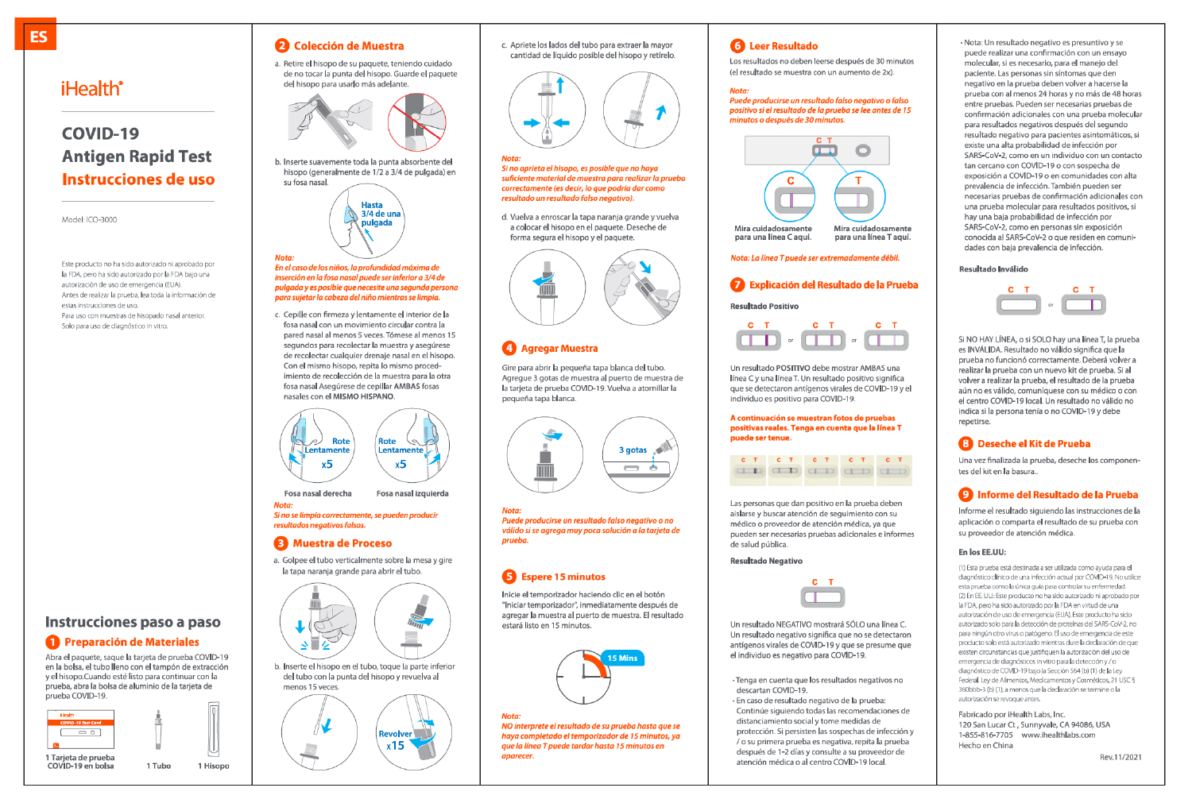ES

iHealth®

# COVID-19 Antigen Rapid Test
## Instrucciones de uso

Model: ICO-3000

Este producto no ha sido autorizado ni aprobado por la FDA, pero ha sido autorizado por la FDA bajo una autorización de uso de emergencia (EUA).
Antes de realizar la prueba, lea toda la información de estas instrucciones de uso.
Para uso con muestras de hisopado nasal anterior.
Solo para uso de diagnóstico in vitro.

## Instrucciones paso a paso

### 1 Preparación de Materiales

Abra el paquete, saque la tarjeta de prueba COVID-19 en la bolsa, el tubo lleno con el tampón de extracción y el hisopo.Cuando esté listo para continuar con la prueba, abra la bolsa de aluminio de la tarjeta de prueba COVID-19.

1 Tarjeta de prueba COVID-19 en bolsa
1 Tubo
1 Hisopo

### 2 Colección de Muestra

a. Retire el hisopo de su paquete, teniendo cuidado de no tocar la punta del hisopo. Guarde el paquete del hisopo para usarlo más adelante.

b. Inserte suavemente toda la punta absorbente del hisopo (generalmente de 1/2 a 3/4 de pulgada) en su fosa nasal.

Hasta 3/4 de una pulgada

*Nota:*
*En el caso de los niños, la profundidad máxima de inserción en la fosa nasal puede ser inferior a 3/4 de pulgada y es posible que necesite una segunda persona para sujetar la cabeza del niño mientras se limpia.*

c. Cepille con firmeza y lentamente el interior de la fosa nasal con un movimiento circular contra la pared nasal al menos 5 veces. Tómese al menos 15 segundos para recolectar la muestra y asegúrese de recolectar cualquier drenaje nasal en el hisopo. Con el mismo hisopo, repita lo mismo procedimiento de recolección de la muestra para la otra fosa nasal Asegúrese de cepillar **AMBAS** fosas nasales con el **MISMO HISPANO**.

Rote Lentamente x5 — Fosa nasal derecha
Rote Lentamente x5 — Fosa nasal izquierda

*Nota:*
*Si no se limpia correctamente, se pueden producir resultados negativos falsos.*

### 3 Muestra de Proceso

a. Golpee el tubo verticalmente sobre la mesa y gire la tapa naranja grande para abrir el tubo.

b. Inserte el hisopo en el tubo, toque la parte inferior del tubo con la punta del hisopo y revuelva al menos 15 veces.

Revolver x15

c. Apriete los lados del tubo para extraer la mayor cantidad de líquido posible del hisopo y retírelo.

*Nota:*
*Si no aprieta el hisopo, es posible que no haya suficiente material de muestra para realizar la prueba correctamente (es decir, lo que podría dar como resultado un resultado falso negativo).*

d. Vuelva a enroscar la tapa naranja grande y vuelva a colocar el hisopo en el paquete. Deseche de forma segura el hisopo y el paquete.

### 4 Agregar Muestra

Gire para abrir la pequeña tapa blanca del tubo. Agregue 3 gotas de muestra al puerto de muestra de la tarjeta de prueba COVID-19. Vuelva a atornillar la pequeña tapa blanca.

3 gotas

*Nota:*
*Puede producirse un resultado falso negativo o no válido si se agrega muy poca solución a la tarjeta de prueba.*

### 5 Espere 15 minutos

Inicie el temporizador haciendo clic en el botón "Iniciar temporizador", inmediatamente después de agregar la muestra al puerto de muestra. El resultado estará listo en 15 minutos.

15 Mins

*Nota:*
*NO interprete el resultado de su prueba hasta que se haya completado el temporizador de 15 minutos, ya que la línea T puede tardar hasta 15 minutos en aparecer.*

### 6 Leer Resultado

Los resultados no deben leerse después de 30 minutos (el resultado se muestra con un aumento de 2x).

*Nota:*
*Puede producirse un resultado falso negativo o falso positivo si el resultado de la prueba se lee antes de 15 minutos o después de 30 minutos.*

Mira cuidadosamente para una línea C aquí.
Mira cuidadosamente para una línea T aquí.

*Nota: La línea T puede ser extremadamente débil.*

### 7 Explicación del Resultado de la Prueba

**Resultado Positivo**

C T or C T or C T

Un resultado **POSITIVO** debe mostrar AMBAS una línea C y una línea T. Un resultado positivo significa que se detectaron antígenos virales de COVID-19 y el individuo es positivo para COVID-19.

**A continuación se muestran fotos de pruebas positivas reales. Tenga en cuenta que la línea T puede ser tenue.**

Las personas que dan positivo en la prueba deben aislarse y buscar atención de seguimiento con su médico o proveedor de atención médica, ya que pueden ser necesarias pruebas adicionales e informes de salud pública.

**Resultado Negativo**

Un resultado NEGATIVO mostrará SÓLO una línea C. Un resultado negativo significa que no se detectaron antígenos virales de COVID-19 y que se presume que el individuo es negativo para COVID-19.

- Tenga en cuenta que los resultados negativos no descartan COVID-19.
- En caso de resultado negativo de la prueba: Continúe siguiendo todas las recomendaciones de distanciamiento social y tome medidas de protección. Si persisten las sospechas de infección y / o su primera prueba es negativa, repita la prueba después de 1-2 días y consulte a su proveedor de atención médica o al centro COVID-19 local.
- Nota: Un resultado negativo es presuntivo y se puede realizar una confirmación con un ensayo molecular, si es necesario, para el manejo del paciente. Las personas sin síntomas que den negativo en la prueba deben volver a hacerse la prueba con al menos 24 horas y no más de 48 horas entre pruebas. Pueden ser necesarias pruebas de confirmación adicionales con una prueba molecular para resultados negativos después del segundo resultado negativo para pacientes asintomáticos, si existe una alta probabilidad de infección por SARS-CoV-2, como en un individuo con un contacto tan cercano con COVID-19 o con sospecha de exposición a COVID-19 o en comunidades con alta prevalencia de la infección. También pueden ser necesarias pruebas de confirmación adicionales con una prueba molecular para resultados positivos, si hay una baja probabilidad de infección por SARS-CoV-2, como en personas sin exposición conocida al SARS-CoV-2 o que residen en comunidades con baja prevalencia de infección.

**Resultado Inválido**

C T or C T

Si NO HAY LÍNEA, o si SOLO hay una línea T, la prueba es INVÁLIDA. Resultado no válido significa que la prueba no funcionó correctamente. Deberá volver a realizar la prueba con un nuevo kit de prueba. Si al volver a realizar la prueba, el resultado de la prueba aún no es válido, comuníquese con su médico o con el centro COVID-19 local. Un resultado no válido no indica si la persona tenía o no COVID-19 y debe repetirse.

### 8 Deseche el Kit de Prueba

Una vez finalizada la prueba, deseche los componentes del kit en la basura..

### 9 Informe del Resultado de la Prueba

Informe el resultado siguiendo las instrucciones de la aplicación o comparta el resultado de su prueba con su proveedor de atención médica.

**En los EE.UU:**

(1) Esta prueba está destinada a ser utilizada como ayuda para el diagnóstico clínico de una infección actual por COVID-19. No utilice esta prueba como la única guía para controlar su enfermedad.
(2) En EE. UU.: Este producto no ha sido autorizado ni aprobado por la FDA, pero ha sido autorizado por la FDA en virtud de una autorización de uso de emergencia (EUA). Este producto ha sido autorizado solo para la detección de proteínas del SARS-CoV-2, no para ningún otro virus o patógeno. El uso de emergencia de este producto solo está autorizado mientras dure la declaración de que existen circunstancias que justifiquen la autorización del uso de emergencia de diagnósticos in vitro para la detección y / o diagnóstico de COVID-19 bajo la Sección 564 (b) (1) de la Ley Federal. Ley de Alimentos, Medicamentos y Cosméticos, 21 USC § 360bbb-3 (b) (1), a menos que la declaración se termine o la autorización se revoque antes.

Fabricado por iHealth Labs, Inc.
120 San Lucar Ct , Sunnyvale, CA 94086, USA
1-855-816-7705 www.ihealthlabs.com
Hecho en China

Rev.11/2021